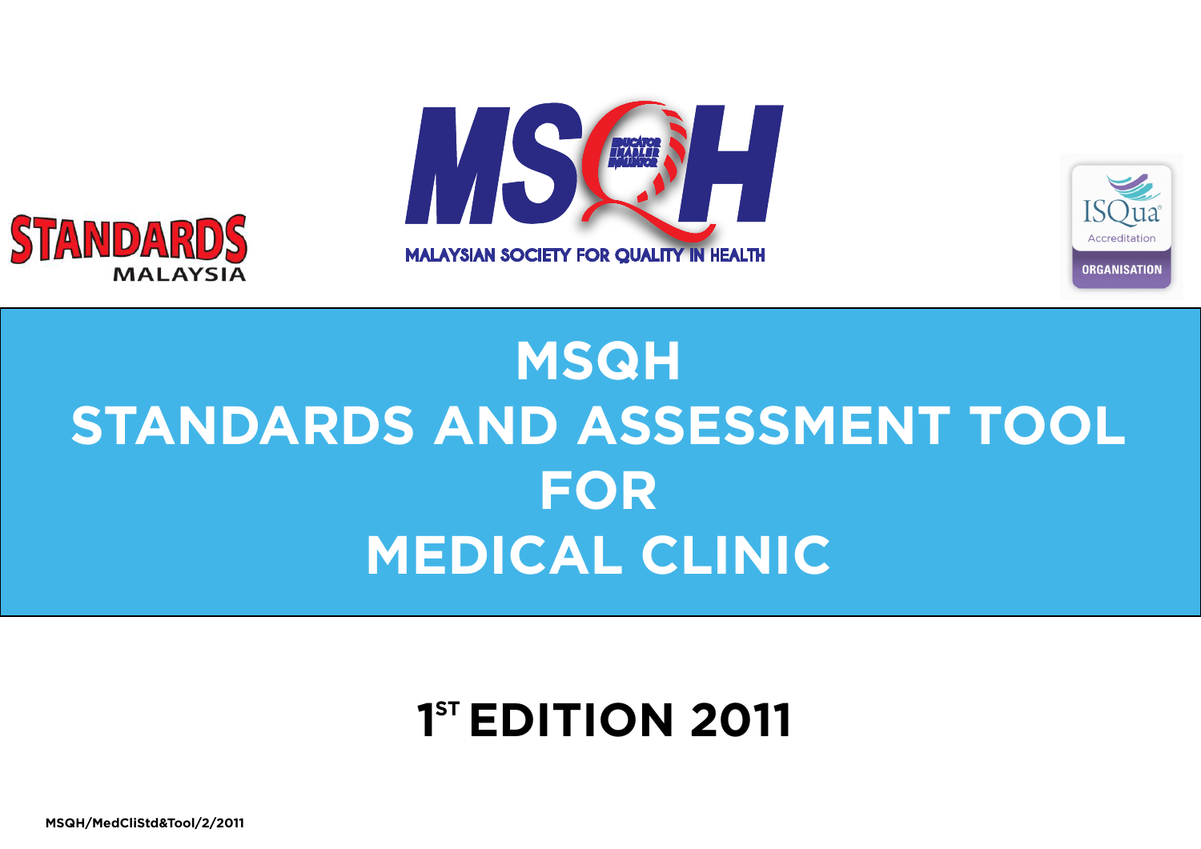STANDARDS MALAYSIA

MSQH

MALAYSIAN SOCIETY FOR QUALITY IN HEALTH

ISQua Accreditation ORGANISATION

# MSQH STANDARDS AND ASSESSMENT TOOL FOR MEDICAL CLINIC

## 1ST EDITION 2011

**MSQH/MedCliStd&Tool/2/2011**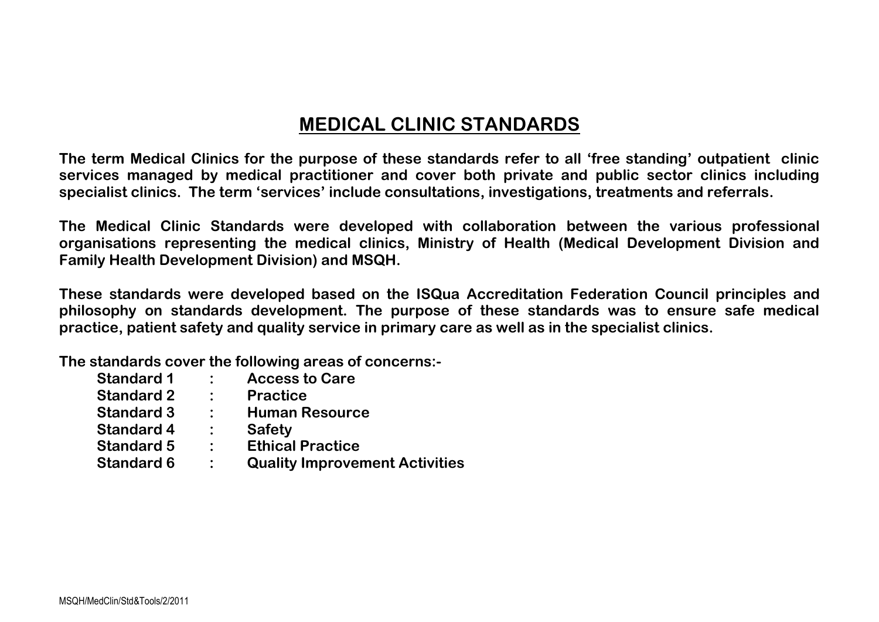# MEDICAL CLINIC STANDARDS

**The term Medical Clinics for the purpose of these standards refer to all 'free standing' outpatient clinic services managed by medical practitioner and cover both private and public sector clinics including specialist clinics. The term 'services' include consultations, investigations, treatments and referrals.**

**The Medical Clinic Standards were developed with collaboration between the various professional organisations representing the medical clinics, Ministry of Health (Medical Development Division and Family Health Development Division) and MSQH.**

**These standards were developed based on the ISQua Accreditation Federation Council principles and philosophy on standards development. The purpose of these standards was to ensure safe medical practice, patient safety and quality service in primary care as well as in the specialist clinics.**

**The standards cover the following areas of concerns:-**

- **Standard 1 : Access to Care**
- **Standard 2 : Practice**
- **Standard 3 : Human Resource**
- **Standard 4 : Safety**
- **Standard 5 : Ethical Practice**
- **Standard 6 : Quality Improvement Activities**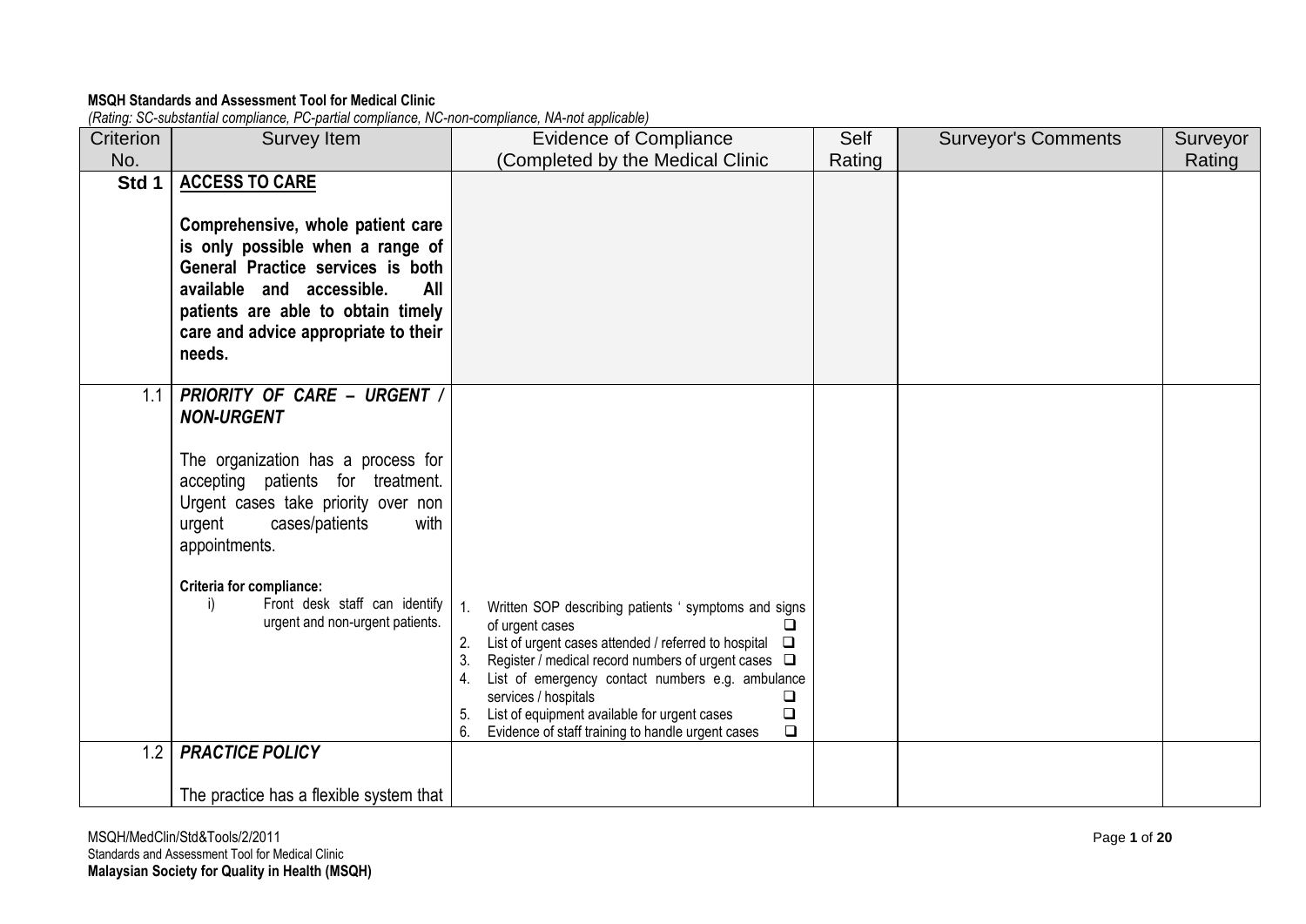**MSQH Standards and Assessment Tool for Medical Clinic**

*(Rating: SC-substantial compliance, PC-partial compliance, NC-non-compliance, NA-not applicable)*

| Criterion No. | Survey Item | Evidence of Compliance (Completed by the Medical Clinic | Self Rating | Surveyor's Comments | Surveyor Rating |
|---|---|---|---|---|---|
| **Std 1** | **ACCESS TO CARE**<br><br>**Comprehensive, whole patient care is only possible when a range of General Practice services is both available and accessible. All patients are able to obtain timely care and advice appropriate to their needs.** | | | | |
| 1.1 | ***PRIORITY OF CARE – URGENT / NON-URGENT***<br><br>The organization has a process for accepting patients for treatment. Urgent cases take priority over non urgent cases/patients with appointments.<br><br>**Criteria for compliance:**<br>i) Front desk staff can identify urgent and non-urgent patients. | 1. Written SOP describing patients ' symptoms and signs of urgent cases ❑<br>2. List of urgent cases attended / referred to hospital ❑<br>3. Register / medical record numbers of urgent cases ❑<br>4. List of emergency contact numbers e.g. ambulance services / hospitals ❑<br>5. List of equipment available for urgent cases ❑<br>6. Evidence of staff training to handle urgent cases ❑ | | | |
| 1.2 | ***PRACTICE POLICY***<br><br>The practice has a flexible system that | | | | |

MSQH/MedClin/Std&Tools/2/2011
Standards and Assessment Tool for Medical Clinic
**Malaysian Society for Quality in Health (MSQH)**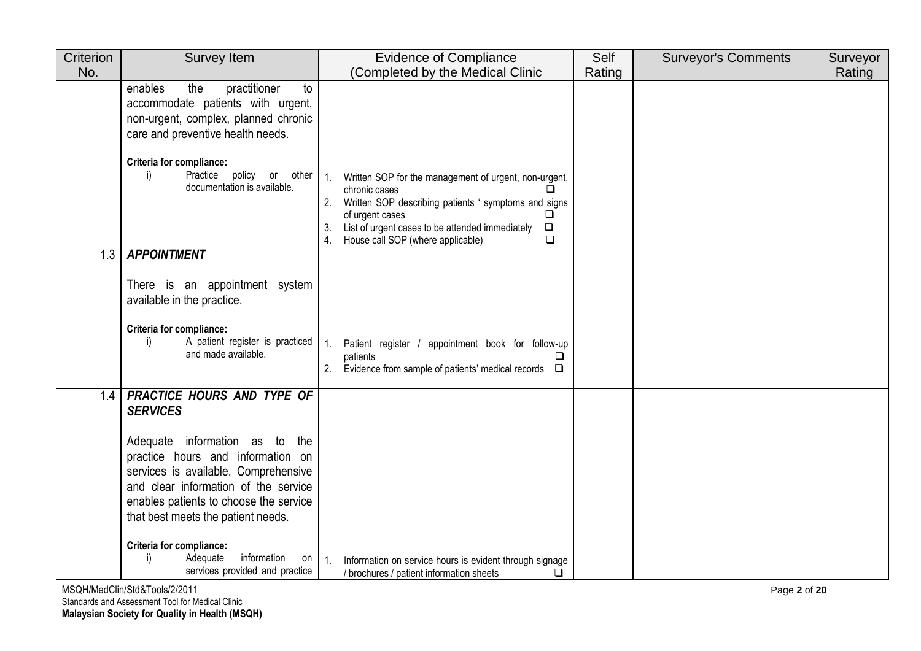| Criterion No. | Survey Item | Evidence of Compliance (Completed by the Medical Clinic) | Self Rating | Surveyor's Comments | Surveyor Rating |
|---|---|---|---|---|---|
| | enables the practitioner to accommodate patients with urgent, non-urgent, complex, planned chronic care and preventive health needs.<br><br>**Criteria for compliance:**<br>i) Practice policy or other documentation is available. | 1. Written SOP for the management of urgent, non-urgent, chronic cases ❑<br>2. Written SOP describing patients ' symptoms and signs of urgent cases ❑<br>3. List of urgent cases to be attended immediately ❑<br>4. House call SOP (where applicable) ❑ | | | |
| 1.3 | ***APPOINTMENT***<br><br>There is an appointment system available in the practice.<br><br>**Criteria for compliance:**<br>i) A patient register is practiced and made available. | 1. Patient register / appointment book for follow-up patients ❑<br>2. Evidence from sample of patients' medical records ❑ | | | |
| 1.4 | ***PRACTICE HOURS AND TYPE OF SERVICES***<br><br>Adequate information as to the practice hours and information on services is available. Comprehensive and clear information of the service enables patients to choose the service that best meets the patient needs.<br><br>**Criteria for compliance:**<br>i) Adequate information on services provided and practice | 1. Information on service hours is evident through signage / brochures / patient information sheets ❑ | | | |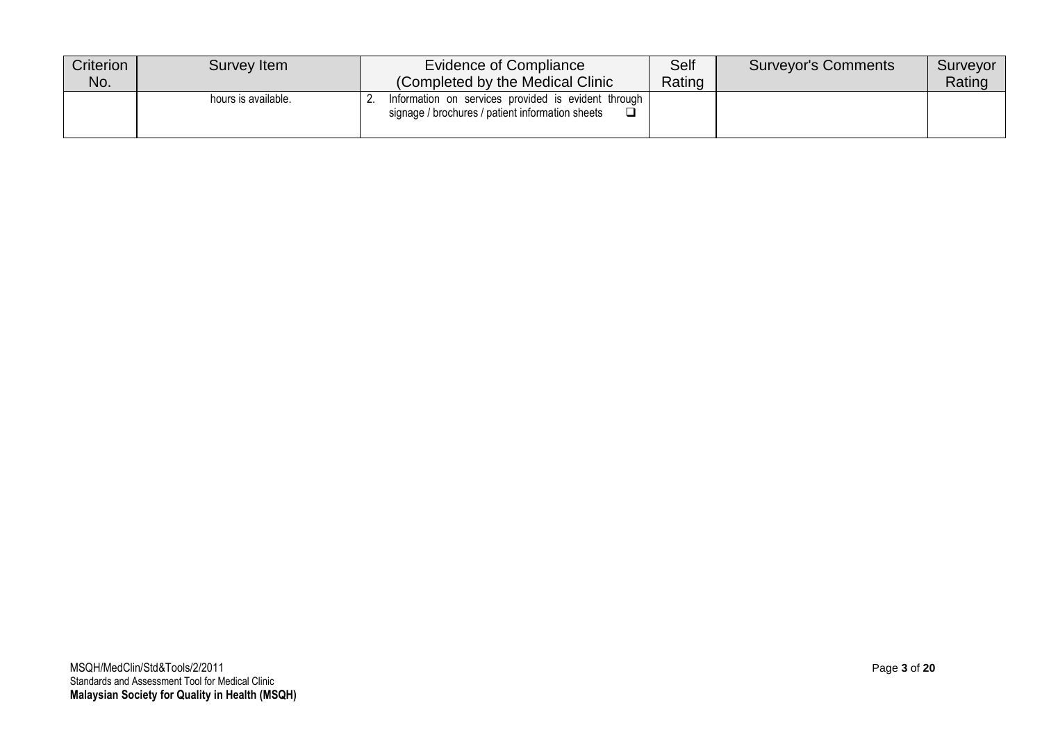| Criterion No. | Survey Item | Evidence of Compliance (Completed by the Medical Clinic | Self Rating | Surveyor's Comments | Surveyor Rating |
|---|---|---|---|---|---|
| | hours is available. | 2. Information on services provided is evident through signage / brochures / patient information sheets ❑ | | | |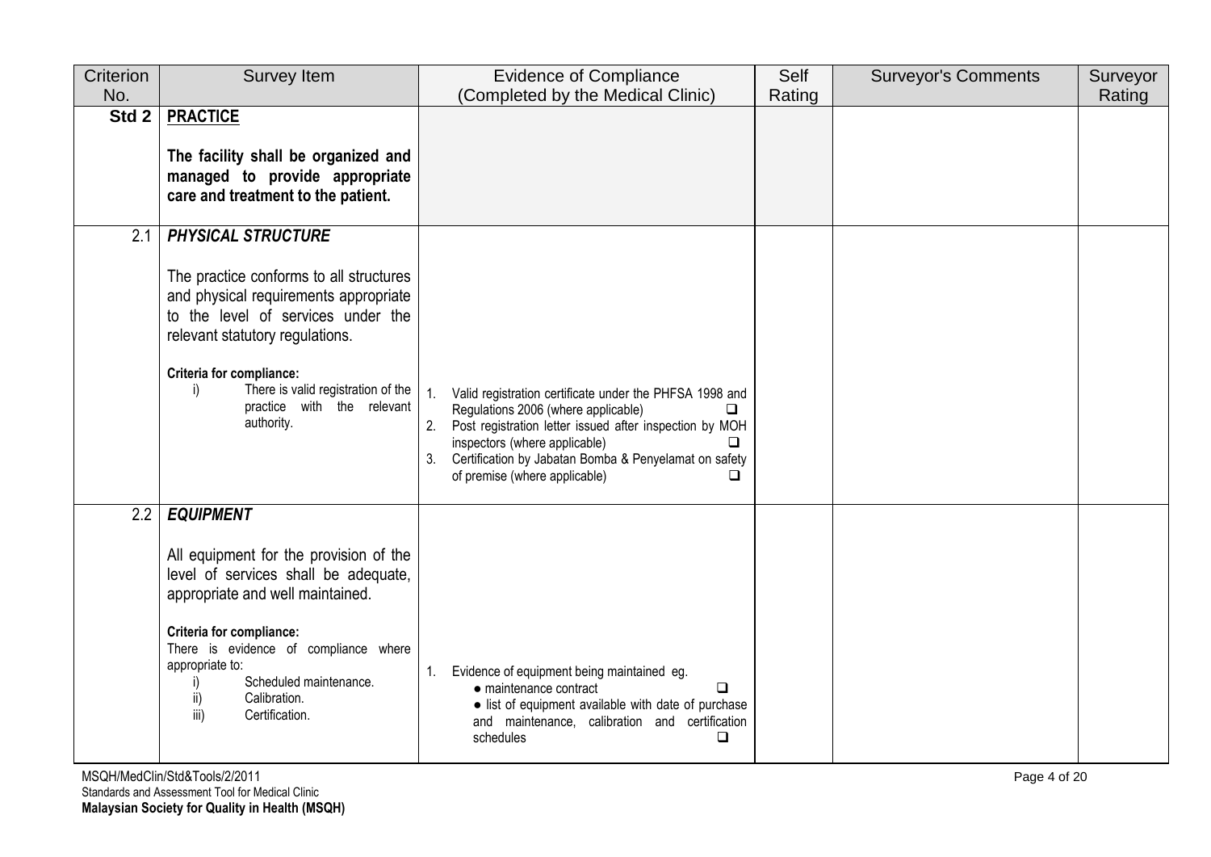| Criterion No. | Survey Item | Evidence of Compliance (Completed by the Medical Clinic) | Self Rating | Surveyor's Comments | Surveyor Rating |
|---|---|---|---|---|---|
| **Std 2** | **PRACTICE**<br><br>**The facility shall be organized and managed to provide appropriate care and treatment to the patient.** | | | | |
| 2.1 | ***PHYSICAL STRUCTURE***<br><br>The practice conforms to all structures and physical requirements appropriate to the level of services under the relevant statutory regulations.<br><br>**Criteria for compliance:**<br>i) There is valid registration of the practice with the relevant authority. | 1. Valid registration certificate under the PHFSA 1998 and Regulations 2006 (where applicable) ❑<br>2. Post registration letter issued after inspection by MOH inspectors (where applicable) ❑<br>3. Certification by Jabatan Bomba & Penyelamat on safety of premise (where applicable) ❑ | | | |
| 2.2 | ***EQUIPMENT***<br><br>All equipment for the provision of the level of services shall be adequate, appropriate and well maintained.<br><br>**Criteria for compliance:**<br>There is evidence of compliance where appropriate to:<br>i) Scheduled maintenance.<br>ii) Calibration.<br>iii) Certification. | 1. Evidence of equipment being maintained eg.<br>● maintenance contract ❑<br>● list of equipment available with date of purchase and maintenance, calibration and certification schedules ❑ | | | |

MSQH/MedClin/Std&Tools/2/2011
Standards and Assessment Tool for Medical Clinic
**Malaysian Society for Quality in Health (MSQH)**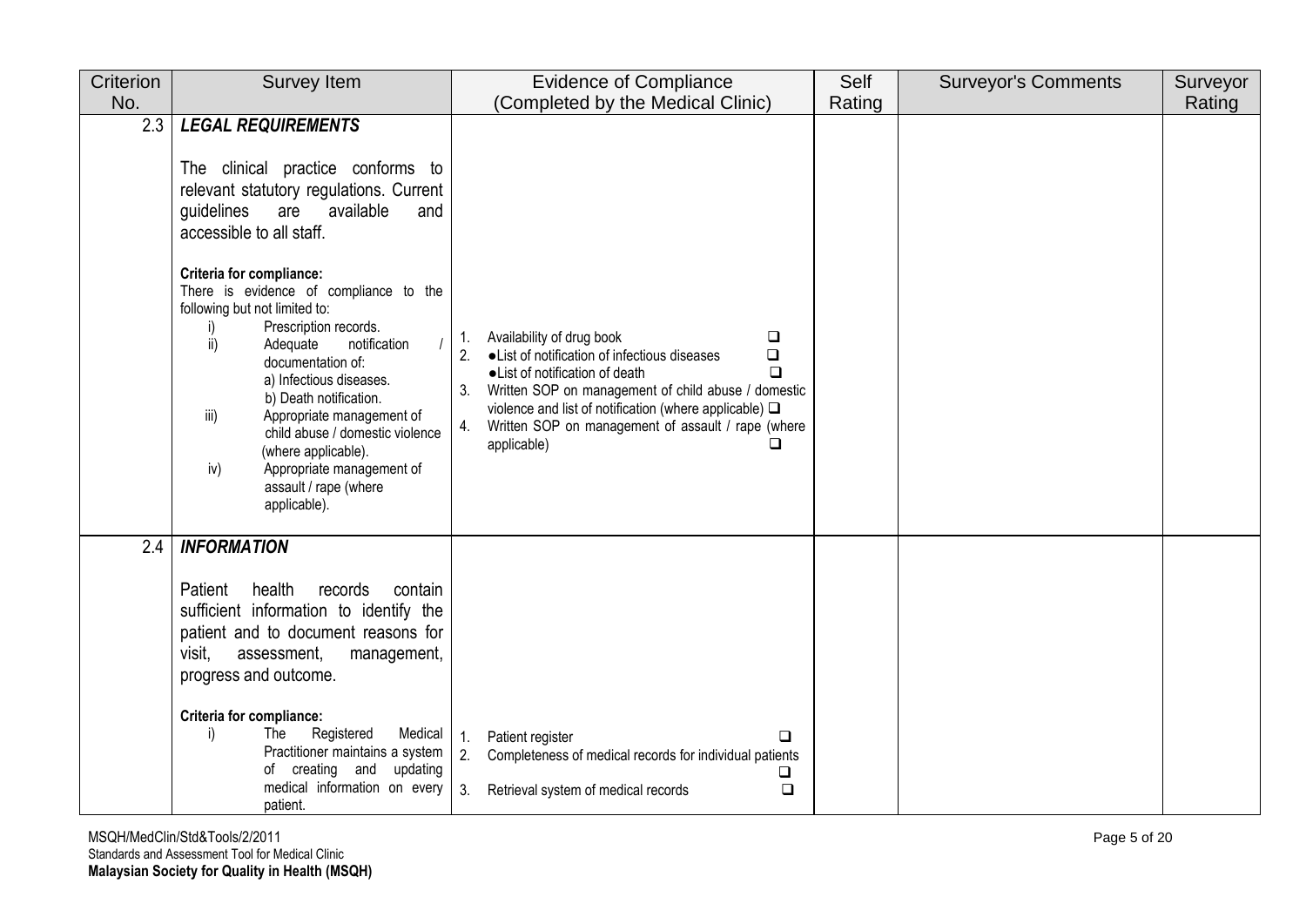| Criterion No. | Survey Item | Evidence of Compliance (Completed by the Medical Clinic) | Self Rating | Surveyor's Comments | Surveyor Rating |
|---|---|---|---|---|---|
| 2.3 | ***LEGAL REQUIREMENTS***<br><br>The clinical practice conforms to relevant statutory regulations. Current guidelines are available and accessible to all staff.<br><br>**Criteria for compliance:**<br>There is evidence of compliance to the following but not limited to:<br>i) Prescription records.<br>ii) Adequate notification / documentation of:<br>a) Infectious diseases.<br>b) Death notification.<br>iii) Appropriate management of child abuse / domestic violence (where applicable).<br>iv) Appropriate management of assault / rape (where applicable). | 1. Availability of drug book ❑<br>2. ●List of notification of infectious diseases ❑<br>●List of notification of death ❑<br>3. Written SOP on management of child abuse / domestic violence and list of notification (where applicable) ❑<br>4. Written SOP on management of assault / rape (where applicable) ❑ | | | |
| 2.4 | ***INFORMATION***<br><br>Patient health records contain sufficient information to identify the patient and to document reasons for visit, assessment, management, progress and outcome.<br><br>**Criteria for compliance:**<br>i) The Registered Medical Practitioner maintains a system of creating and updating medical information on every patient. | 1. Patient register ❑<br>2. Completeness of medical records for individual patients ❑<br>3. Retrieval system of medical records ❑ | | | |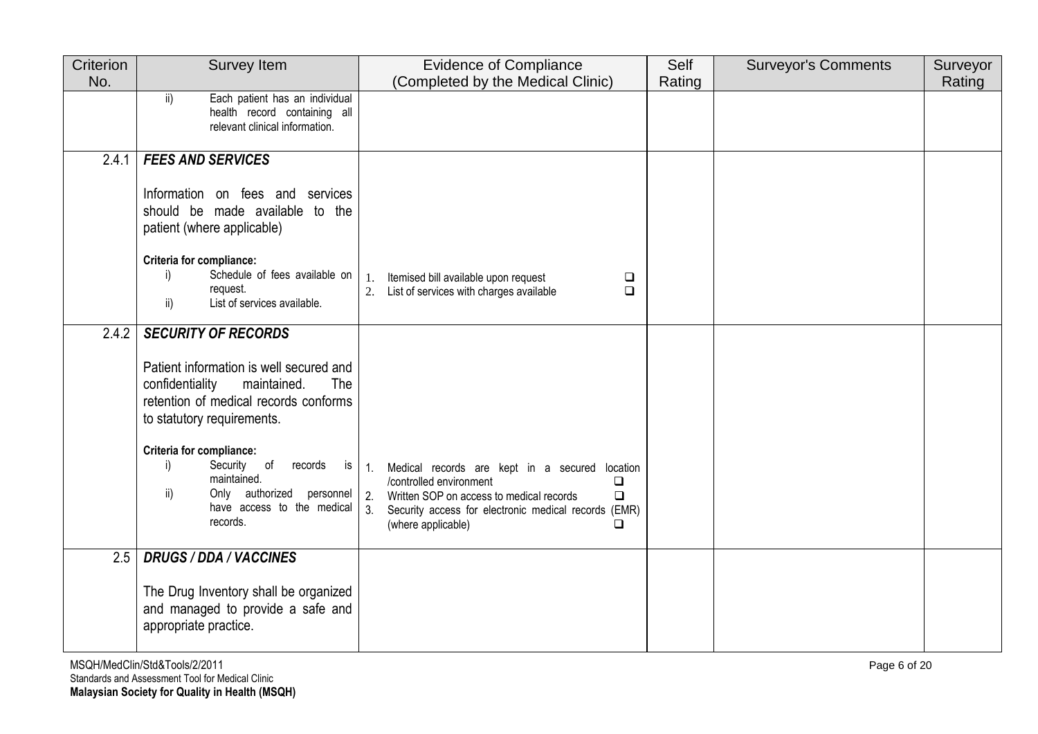| Criterion No. | Survey Item | Evidence of Compliance (Completed by the Medical Clinic) | Self Rating | Surveyor's Comments | Surveyor Rating |
|---|---|---|---|---|---|
| | ii) Each patient has an individual health record containing all relevant clinical information. | | | | |
| 2.4.1 | ***FEES AND SERVICES***<br><br>Information on fees and services should be made available to the patient (where applicable)<br><br>**Criteria for compliance:**<br>i) Schedule of fees available on request.<br>ii) List of services available. | 1. Itemised bill available upon request ❑<br>2. List of services with charges available ❑ | | | |
| 2.4.2 | ***SECURITY OF RECORDS***<br><br>Patient information is well secured and confidentiality maintained. The retention of medical records conforms to statutory requirements.<br><br>**Criteria for compliance:**<br>i) Security of records is maintained.<br>ii) Only authorized personnel have access to the medical records. | 1. Medical records are kept in a secured location /controlled environment ❑<br>2. Written SOP on access to medical records ❑<br>3. Security access for electronic medical records (EMR) (where applicable) ❑ | | | |
| 2.5 | ***DRUGS / DDA / VACCINES***<br><br>The Drug Inventory shall be organized and managed to provide a safe and appropriate practice. | | | | |

MSQH/MedClin/Std&Tools/2/2011
Standards and Assessment Tool for Medical Clinic
**Malaysian Society for Quality in Health (MSQH)**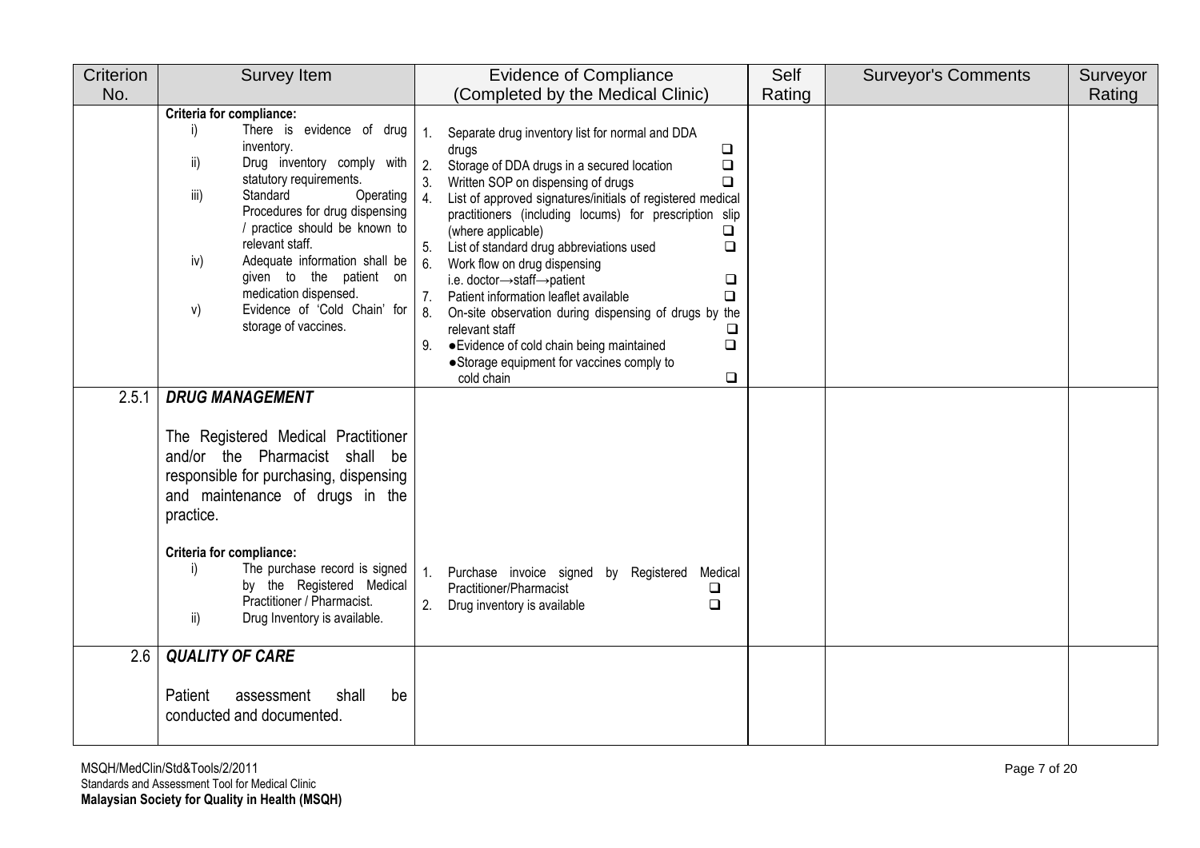| Criterion No. | Survey Item | Evidence of Compliance (Completed by the Medical Clinic) | Self Rating | Surveyor's Comments | Surveyor Rating |
|---|---|---|---|---|---|
| | **Criteria for compliance:**<br>i) There is evidence of drug inventory.<br>ii) Drug inventory comply with statutory requirements.<br>iii) Standard Operating Procedures for drug dispensing / practice should be known to relevant staff.<br>iv) Adequate information shall be given to the patient on medication dispensed.<br>v) Evidence of 'Cold Chain' for storage of vaccines. | 1. Separate drug inventory list for normal and DDA drugs ❑<br>2. Storage of DDA drugs in a secured location ❑<br>3. Written SOP on dispensing of drugs ❑<br>4. List of approved signatures/initials of registered medical practitioners (including locums) for prescription slip (where applicable) ❑<br>5. List of standard drug abbreviations used ❑<br>6. Work flow on drug dispensing i.e. doctor→staff→patient ❑<br>7. Patient information leaflet available ❑<br>8. On-site observation during dispensing of drugs by the relevant staff ❑<br>9. ● Evidence of cold chain being maintained ❑<br>● Storage equipment for vaccines comply to cold chain ❑ | | | |
| 2.5.1 | ***DRUG MANAGEMENT***<br><br>The Registered Medical Practitioner and/or the Pharmacist shall be responsible for purchasing, dispensing and maintenance of drugs in the practice.<br><br>**Criteria for compliance:**<br>i) The purchase record is signed by the Registered Medical Practitioner / Pharmacist.<br>ii) Drug Inventory is available. | 1. Purchase invoice signed by Registered Medical Practitioner/Pharmacist ❑<br>2. Drug inventory is available ❑ | | | |
| 2.6 | ***QUALITY OF CARE***<br><br>Patient assessment shall be conducted and documented. | | | | |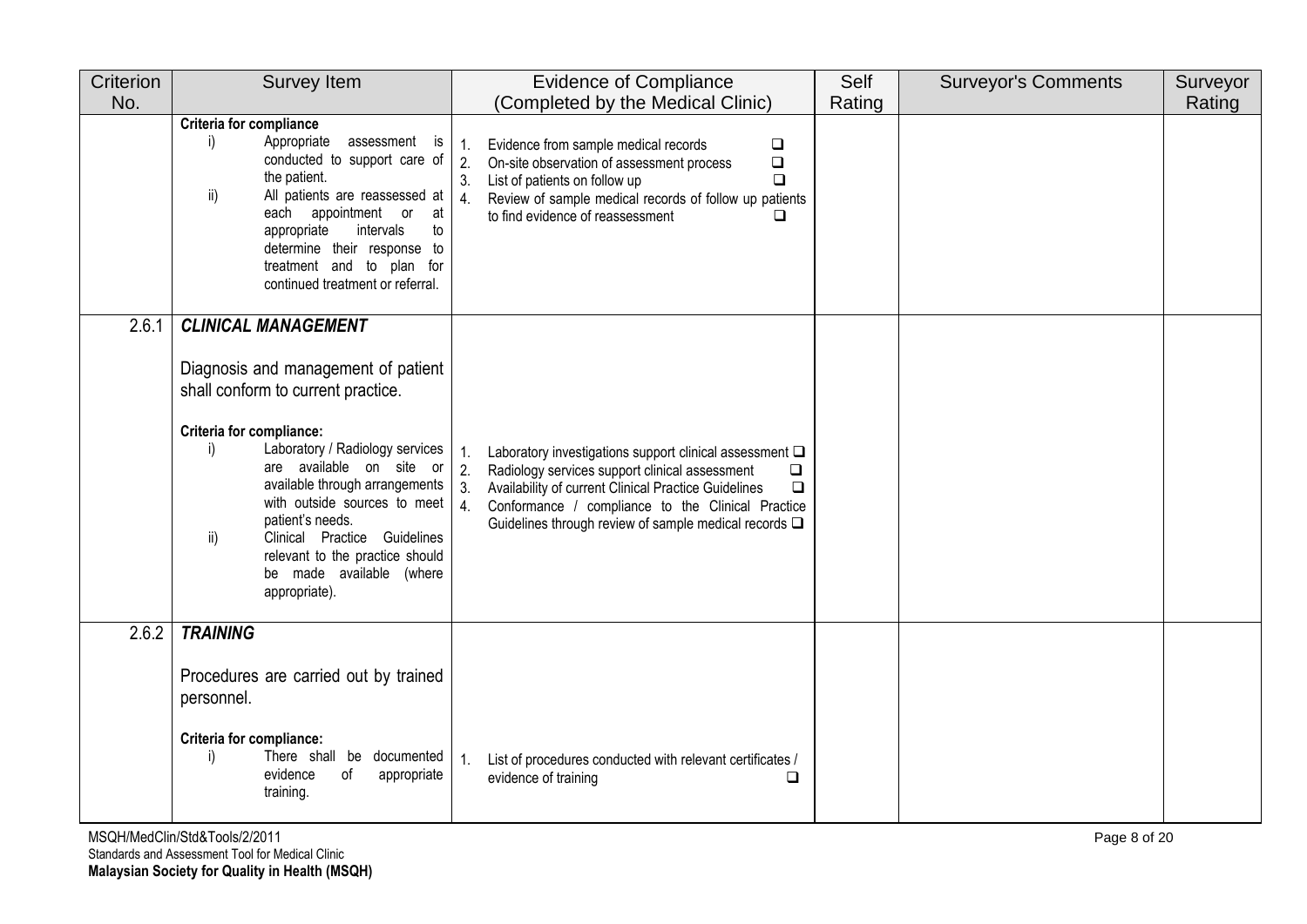| Criterion No. | Survey Item | Evidence of Compliance (Completed by the Medical Clinic) | Self Rating | Surveyor's Comments | Surveyor Rating |
|---|---|---|---|---|---|
| | **Criteria for compliance**<br>i) Appropriate assessment is conducted to support care of the patient.<br>ii) All patients are reassessed at each appointment or at appropriate intervals to determine their response to treatment and to plan for continued treatment or referral. | 1. Evidence from sample medical records ❑<br>2. On-site observation of assessment process ❑<br>3. List of patients on follow up ❑<br>4. Review of sample medical records of follow up patients to find evidence of reassessment ❑ | | | |
| 2.6.1 | ***CLINICAL MANAGEMENT***<br><br>Diagnosis and management of patient shall conform to current practice.<br><br>**Criteria for compliance:**<br>i) Laboratory / Radiology services are available on site or available through arrangements with outside sources to meet patient's needs.<br>ii) Clinical Practice Guidelines relevant to the practice should be made available (where appropriate). | 1. Laboratory investigations support clinical assessment ❑<br>2. Radiology services support clinical assessment ❑<br>3. Availability of current Clinical Practice Guidelines ❑<br>4. Conformance / compliance to the Clinical Practice Guidelines through review of sample medical records ❑ | | | |
| 2.6.2 | ***TRAINING***<br><br>Procedures are carried out by trained personnel.<br><br>**Criteria for compliance:**<br>i) There shall be documented evidence of appropriate training. | 1. List of procedures conducted with relevant certificates / evidence of training ❑ | | | |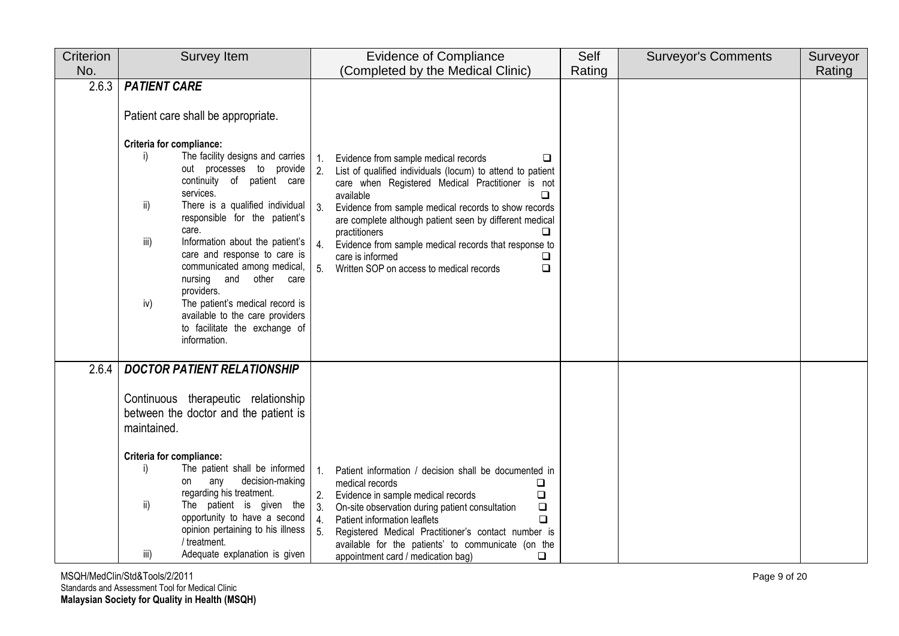| Criterion No. | Survey Item | Evidence of Compliance (Completed by the Medical Clinic) | Self Rating | Surveyor's Comments | Surveyor Rating |
|---|---|---|---|---|---|
| 2.6.3 | ***PATIENT CARE***<br><br>Patient care shall be appropriate.<br><br>**Criteria for compliance:**<br>i) The facility designs and carries out processes to provide continuity of patient care services.<br>ii) There is a qualified individual responsible for the patient's care.<br>iii) Information about the patient's care and response to care is communicated among medical, nursing and other care providers.<br>iv) The patient's medical record is available to the care providers to facilitate the exchange of information. | 1. Evidence from sample medical records ❑<br>2. List of qualified individuals (locum) to attend to patient care when Registered Medical Practitioner is not available ❑<br>3. Evidence from sample medical records to show records are complete although patient seen by different medical practitioners ❑<br>4. Evidence from sample medical records that response to care is informed ❑<br>5. Written SOP on access to medical records ❑ | | | |
| 2.6.4 | ***DOCTOR PATIENT RELATIONSHIP***<br><br>Continuous therapeutic relationship between the doctor and the patient is maintained.<br><br>**Criteria for compliance:**<br>i) The patient shall be informed on any decision-making regarding his treatment.<br>ii) The patient is given the opportunity to have a second opinion pertaining to his illness / treatment.<br>iii) Adequate explanation is given | 1. Patient information / decision shall be documented in medical records ❑<br>2. Evidence in sample medical records ❑<br>3. On-site observation during patient consultation ❑<br>4. Patient information leaflets ❑<br>5. Registered Medical Practitioner's contact number is available for the patients' to communicate (on the appointment card / medication bag) ❑ | | | |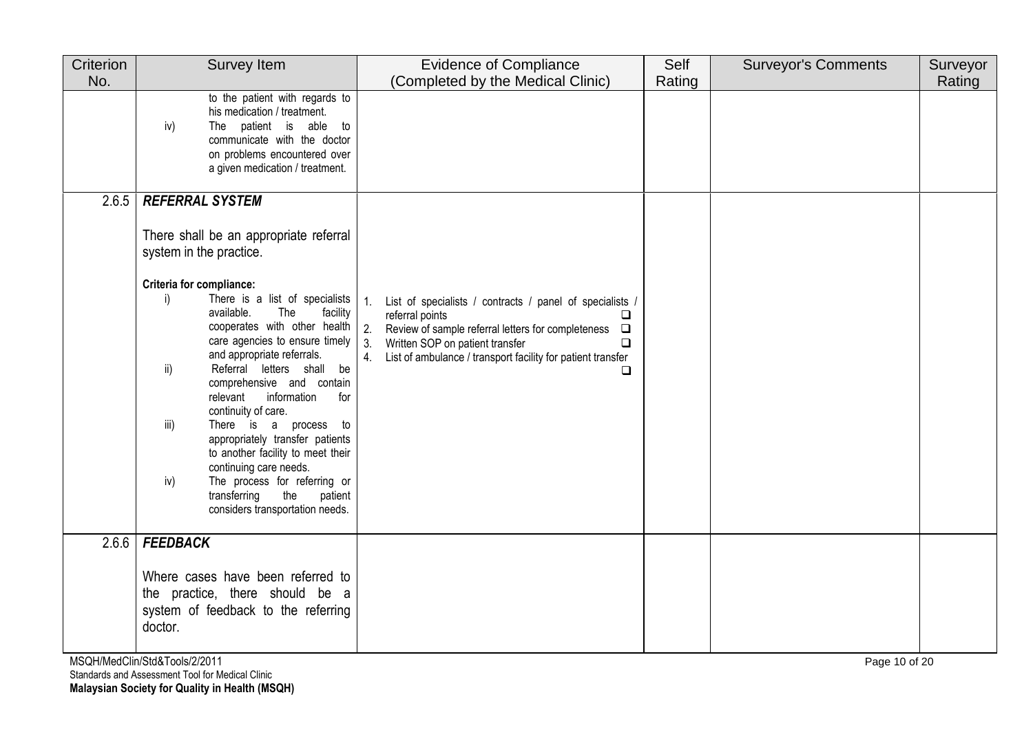| Criterion No. | Survey Item | Evidence of Compliance (Completed by the Medical Clinic) | Self Rating | Surveyor's Comments | Surveyor Rating |
|---|---|---|---|---|---|
| | to the patient with regards to his medication / treatment.<br>iv) The patient is able to communicate with the doctor on problems encountered over a given medication / treatment. | | | | |
| 2.6.5 | ***REFERRAL SYSTEM***<br><br>There shall be an appropriate referral system in the practice.<br><br>**Criteria for compliance:**<br>i) There is a list of specialists available. The facility cooperates with other health care agencies to ensure timely and appropriate referrals.<br>ii) Referral letters shall be comprehensive and contain relevant information for continuity of care.<br>iii) There is a process to appropriately transfer patients to another facility to meet their continuing care needs.<br>iv) The process for referring or transferring the patient considers transportation needs. | 1. List of specialists / contracts / panel of specialists / referral points ❑<br>2. Review of sample referral letters for completeness ❑<br>3. Written SOP on patient transfer ❑<br>4. List of ambulance / transport facility for patient transfer ❑ | | | |
| 2.6.6 | ***FEEDBACK***<br><br>Where cases have been referred to the practice, there should be a system of feedback to the referring doctor. | | | | |

MSQH/MedClin/Std&Tools/2/2011
Standards and Assessment Tool for Medical Clinic
**Malaysian Society for Quality in Health (MSQH)**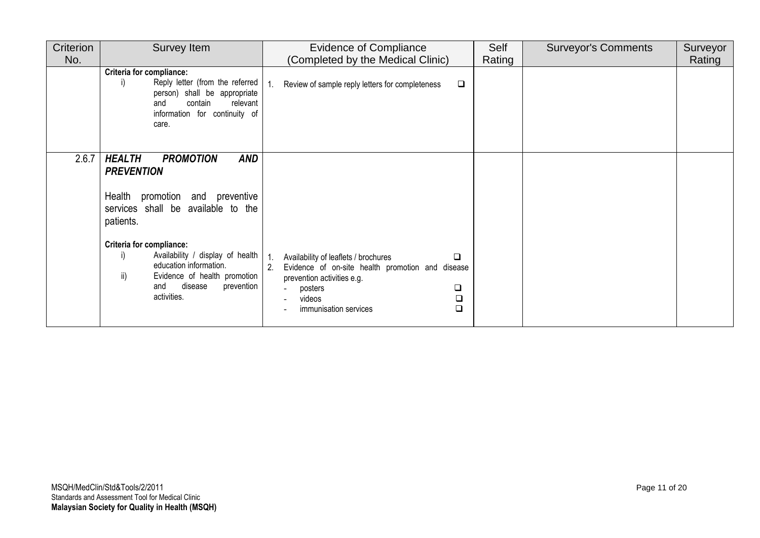| Criterion No. | Survey Item | Evidence of Compliance (Completed by the Medical Clinic) | Self Rating | Surveyor's Comments | Surveyor Rating |
|---|---|---|---|---|---|
| | **Criteria for compliance:**<br>i) Reply letter (from the referred person) shall be appropriate and contain relevant information for continuity of care. | 1. Review of sample reply letters for completeness ❑ | | | |
| 2.6.7 | ***HEALTH PROMOTION AND PREVENTION***<br><br>Health promotion and preventive services shall be available to the patients.<br><br>**Criteria for compliance:**<br>i) Availability / display of health education information.<br>ii) Evidence of health promotion and disease prevention activities. | 1. Availability of leaflets / brochures ❑<br>2. Evidence of on-site health promotion and disease prevention activities e.g.<br>- posters ❑<br>- videos ❑<br>- immunisation services ❑ | | | |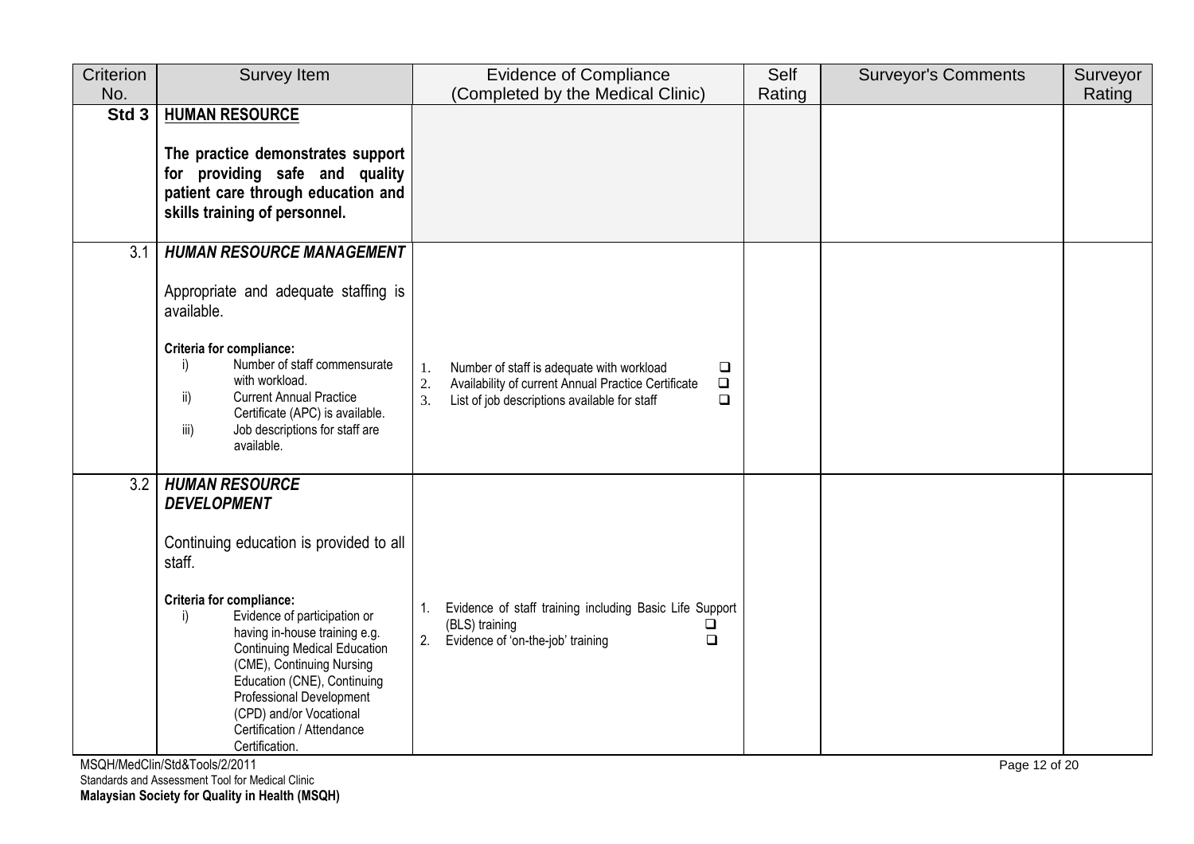| Criterion No. | Survey Item | Evidence of Compliance (Completed by the Medical Clinic) | Self Rating | Surveyor's Comments | Surveyor Rating |
|---|---|---|---|---|---|
| **Std 3** | **HUMAN RESOURCE**<br><br>**The practice demonstrates support for providing safe and quality patient care through education and skills training of personnel.** | | | | |
| 3.1 | ***HUMAN RESOURCE MANAGEMENT***<br><br>Appropriate and adequate staffing is available.<br><br>**Criteria for compliance:**<br>i) Number of staff commensurate with workload.<br>ii) Current Annual Practice Certificate (APC) is available.<br>iii) Job descriptions for staff are available. | 1. Number of staff is adequate with workload ❑<br>2. Availability of current Annual Practice Certificate ❑<br>3. List of job descriptions available for staff ❑ | | | |
| 3.2 | ***HUMAN RESOURCE DEVELOPMENT***<br><br>Continuing education is provided to all staff.<br><br>**Criteria for compliance:**<br>i) Evidence of participation or having in-house training e.g. Continuing Medical Education (CME), Continuing Nursing Education (CNE), Continuing Professional Development (CPD) and/or Vocational Certification / Attendance Certification. | 1. Evidence of staff training including Basic Life Support (BLS) training ❑<br>2. Evidence of 'on-the-job' training ❑ | | | |

MSQH/MedClin/Std&Tools/2/2011
Standards and Assessment Tool for Medical Clinic
**Malaysian Society for Quality in Health (MSQH)**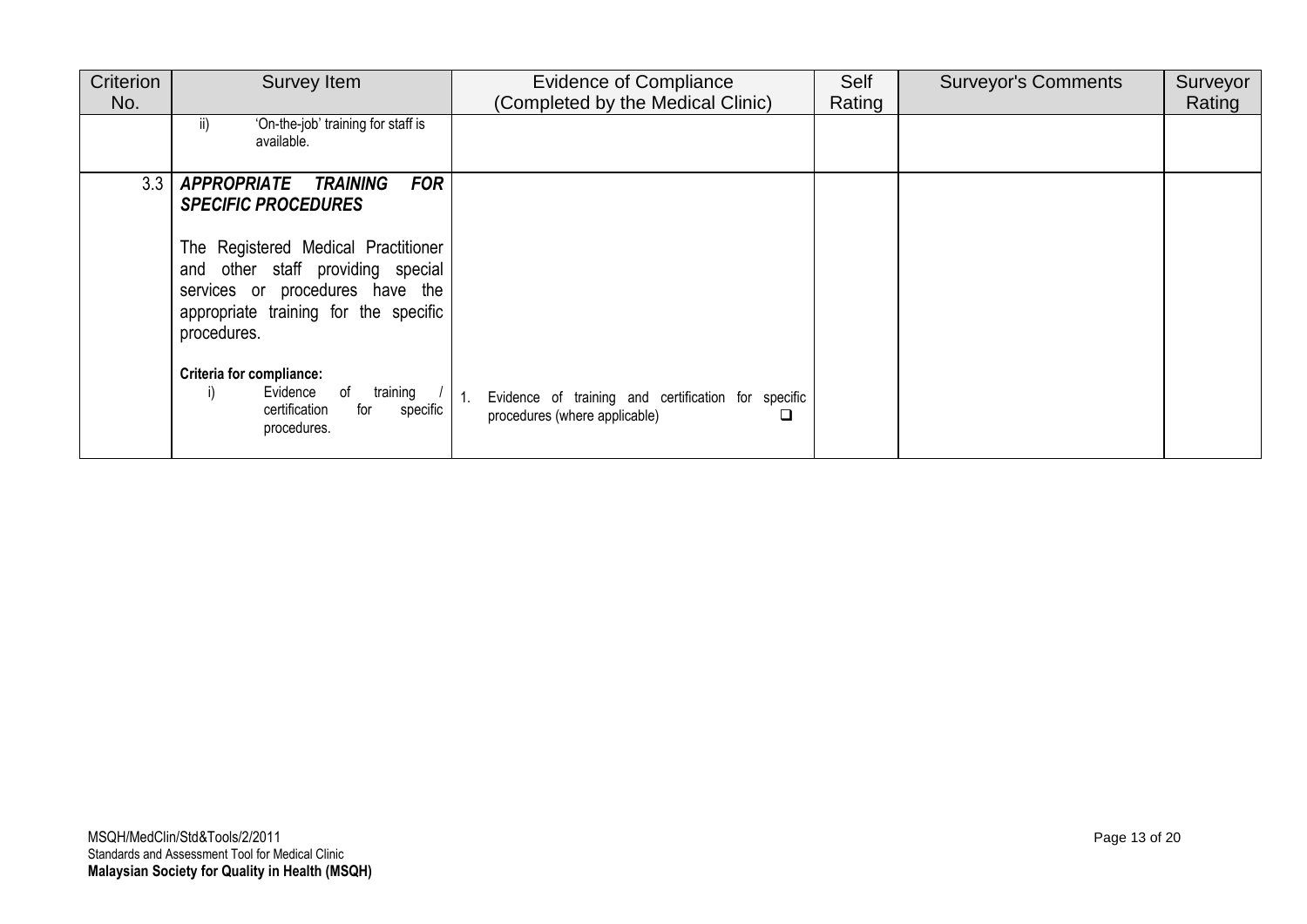| Criterion No. | Survey Item | Evidence of Compliance (Completed by the Medical Clinic) | Self Rating | Surveyor's Comments | Surveyor Rating |
|---|---|---|---|---|---|
| | ii) 'On-the-job' training for staff is available. | | | | |
| 3.3 | ***APPROPRIATE TRAINING FOR SPECIFIC PROCEDURES***<br><br>The Registered Medical Practitioner and other staff providing special services or procedures have the appropriate training for the specific procedures.<br><br>**Criteria for compliance:**<br>i) Evidence of training / certification for specific procedures. | 1. Evidence of training and certification for specific procedures (where applicable) ❑ | | | |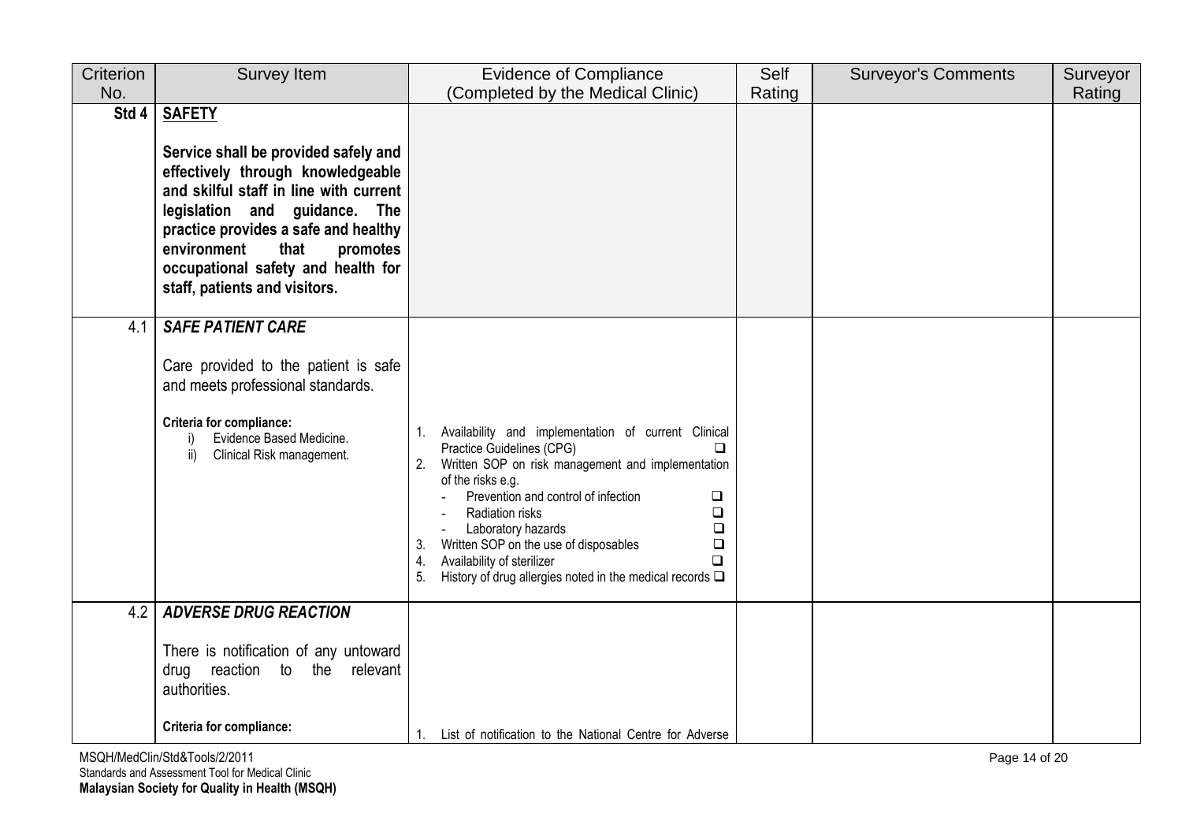| Criterion No. | Survey Item | Evidence of Compliance (Completed by the Medical Clinic) | Self Rating | Surveyor's Comments | Surveyor Rating |
|---|---|---|---|---|---|
| **Std 4** | **SAFETY**<br><br>**Service shall be provided safely and effectively through knowledgeable and skilful staff in line with current legislation and guidance. The practice provides a safe and healthy environment that promotes occupational safety and health for staff, patients and visitors.** | | | | |
| 4.1 | ***SAFE PATIENT CARE***<br><br>Care provided to the patient is safe and meets professional standards.<br><br>**Criteria for compliance:**<br>i) Evidence Based Medicine.<br>ii) Clinical Risk management. | 1. Availability and implementation of current Clinical Practice Guidelines (CPG) ❑<br>2. Written SOP on risk management and implementation of the risks e.g.<br>- Prevention and control of infection ❑<br>- Radiation risks ❑<br>- Laboratory hazards ❑<br>3. Written SOP on the use of disposables ❑<br>4. Availability of sterilizer ❑<br>5. History of drug allergies noted in the medical records ❑ | | | |
| 4.2 | ***ADVERSE DRUG REACTION***<br><br>There is notification of any untoward drug reaction to the relevant authorities.<br><br>**Criteria for compliance:** | 1. List of notification to the National Centre for Adverse | | | |

MSQH/MedClin/Std&Tools/2/2011
Standards and Assessment Tool for Medical Clinic
**Malaysian Society for Quality in Health (MSQH)**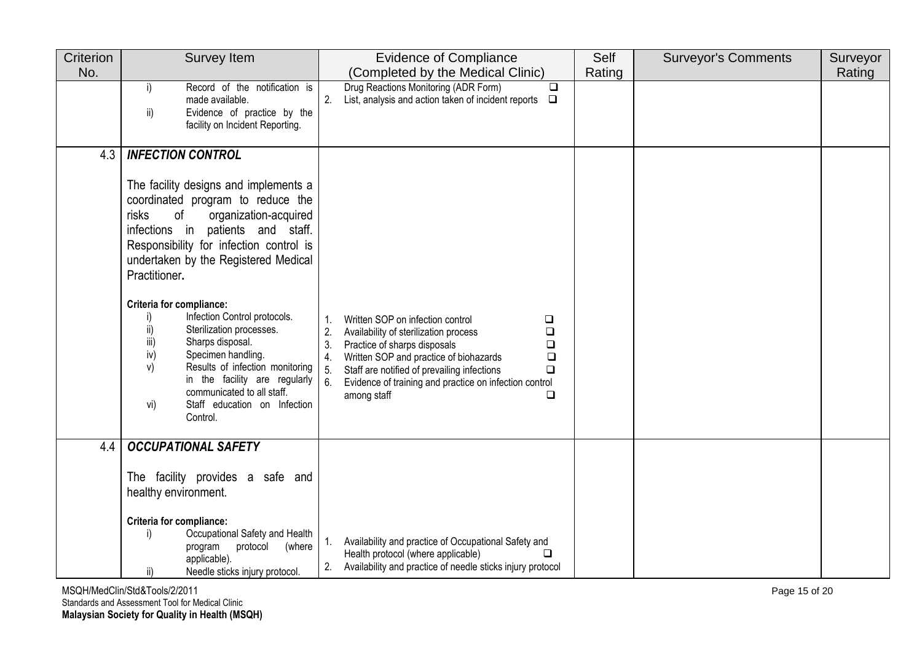| Criterion No. | Survey Item | Evidence of Compliance (Completed by the Medical Clinic) | Self Rating | Surveyor's Comments | Surveyor Rating |
|---|---|---|---|---|---|
| | i) Record of the notification is made available.<br>ii) Evidence of practice by the facility on Incident Reporting. | Drug Reactions Monitoring (ADR Form) ❑<br>2. List, analysis and action taken of incident reports ❑ | | | |
| 4.3 | ***INFECTION CONTROL***<br><br>The facility designs and implements a coordinated program to reduce the risks of organization-acquired infections in patients and staff. Responsibility for infection control is undertaken by the Registered Medical Practitioner**.**<br><br>**Criteria for compliance:**<br>i) Infection Control protocols.<br>ii) Sterilization processes.<br>iii) Sharps disposal.<br>iv) Specimen handling.<br>v) Results of infection monitoring in the facility are regularly communicated to all staff.<br>vi) Staff education on Infection Control. | 1. Written SOP on infection control ❑<br>2. Availability of sterilization process ❑<br>3. Practice of sharps disposals ❑<br>4. Written SOP and practice of biohazards ❑<br>5. Staff are notified of prevailing infections ❑<br>6. Evidence of training and practice on infection control among staff ❑ | | | |
| 4.4 | ***OCCUPATIONAL SAFETY***<br><br>The facility provides a safe and healthy environment.<br><br>**Criteria for compliance:**<br>i) Occupational Safety and Health program protocol (where applicable).<br>ii) Needle sticks injury protocol. | 1. Availability and practice of Occupational Safety and Health protocol (where applicable) ❑<br>2. Availability and practice of needle sticks injury protocol | | | |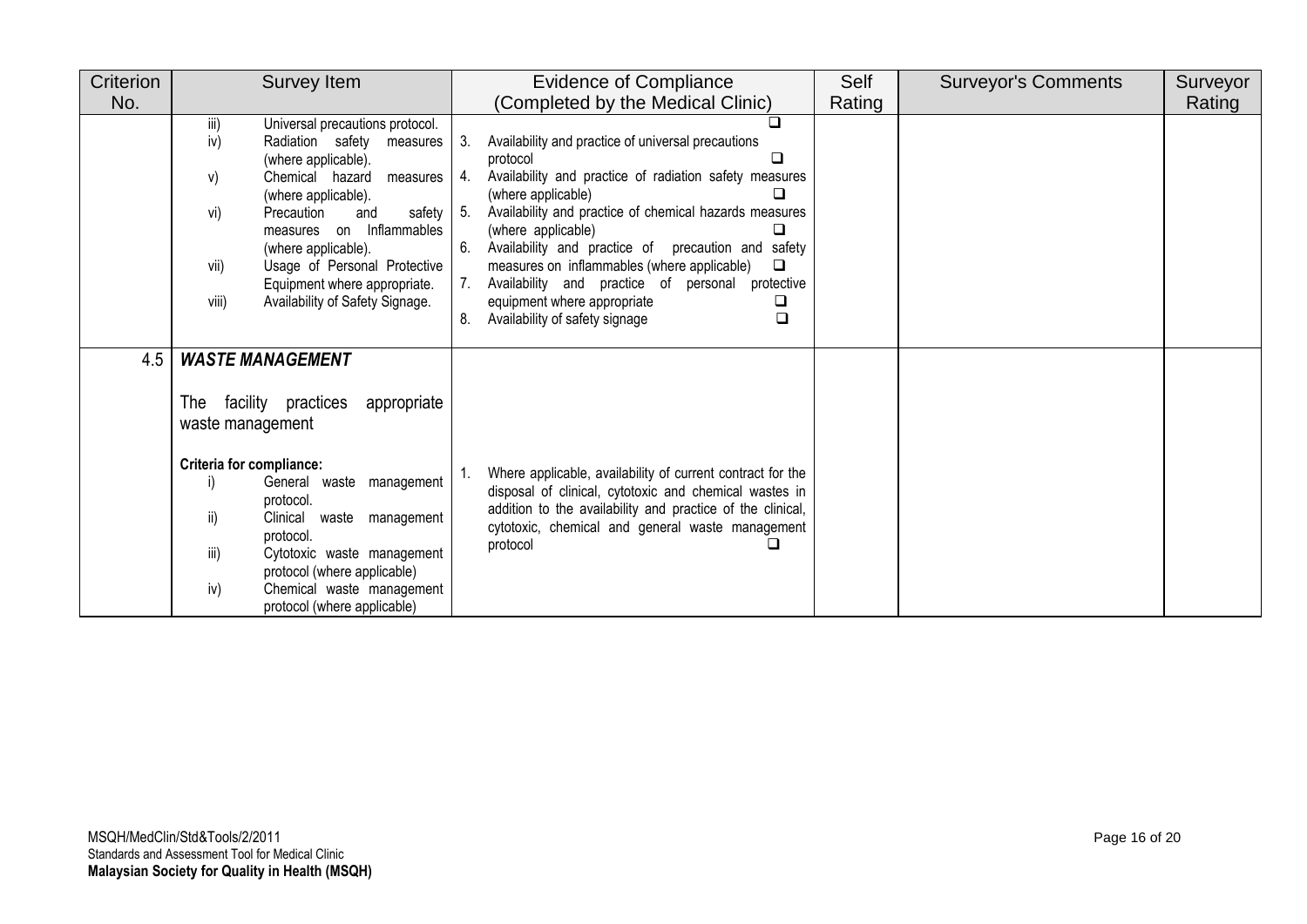| Criterion No. | Survey Item | Evidence of Compliance (Completed by the Medical Clinic) | Self Rating | Surveyor's Comments | Surveyor Rating |
|---|---|---|---|---|---|
| | iii) Universal precautions protocol.<br>iv) Radiation safety measures (where applicable).<br>v) Chemical hazard measures (where applicable).<br>vi) Precaution and safety measures on Inflammables (where applicable).<br>vii) Usage of Personal Protective Equipment where appropriate.<br>viii) Availability of Safety Signage. | ❑<br>3. Availability and practice of universal precautions protocol ❑<br>4. Availability and practice of radiation safety measures (where applicable) ❑<br>5. Availability and practice of chemical hazards measures (where applicable) ❑<br>6. Availability and practice of precaution and safety measures on inflammables (where applicable) ❑<br>7. Availability and practice of personal protective equipment where appropriate ❑<br>8. Availability of safety signage ❑ | | | |
| 4.5 | ***WASTE MANAGEMENT***<br><br>The facility practices appropriate waste management<br><br>**Criteria for compliance:**<br>i) General waste management protocol.<br>ii) Clinical waste management protocol.<br>iii) Cytotoxic waste management protocol (where applicable)<br>iv) Chemical waste management protocol (where applicable) | 1. Where applicable, availability of current contract for the disposal of clinical, cytotoxic and chemical wastes in addition to the availability and practice of the clinical, cytotoxic, chemical and general waste management protocol ❑ | | | |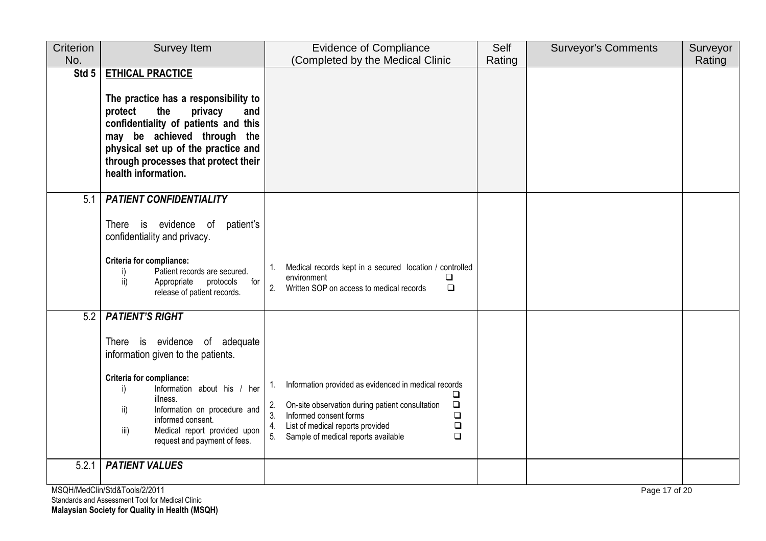| Criterion No. | Survey Item | Evidence of Compliance (Completed by the Medical Clinic) | Self Rating | Surveyor's Comments | Surveyor Rating |
|---|---|---|---|---|---|
| **Std 5** | **ETHICAL PRACTICE**<br><br>**The practice has a responsibility to protect the privacy and confidentiality of patients and this may be achieved through the physical set up of the practice and through processes that protect their health information.** | | | | |
| 5.1 | ***PATIENT CONFIDENTIALITY***<br><br>There is evidence of patient's confidentiality and privacy.<br><br>**Criteria for compliance:**<br>i) Patient records are secured.<br>ii) Appropriate protocols for release of patient records. | 1. Medical records kept in a secured location / controlled environment ❑<br>2. Written SOP on access to medical records ❑ | | | |
| 5.2 | ***PATIENT'S RIGHT***<br><br>There is evidence of adequate information given to the patients.<br><br>**Criteria for compliance:**<br>i) Information about his / her illness.<br>ii) Information on procedure and informed consent.<br>iii) Medical report provided upon request and payment of fees. | 1. Information provided as evidenced in medical records ❑<br>2. On-site observation during patient consultation ❑<br>3. Informed consent forms ❑<br>4. List of medical reports provided ❑<br>5. Sample of medical reports available ❑ | | | |
| 5.2.1 | ***PATIENT VALUES*** | | | | |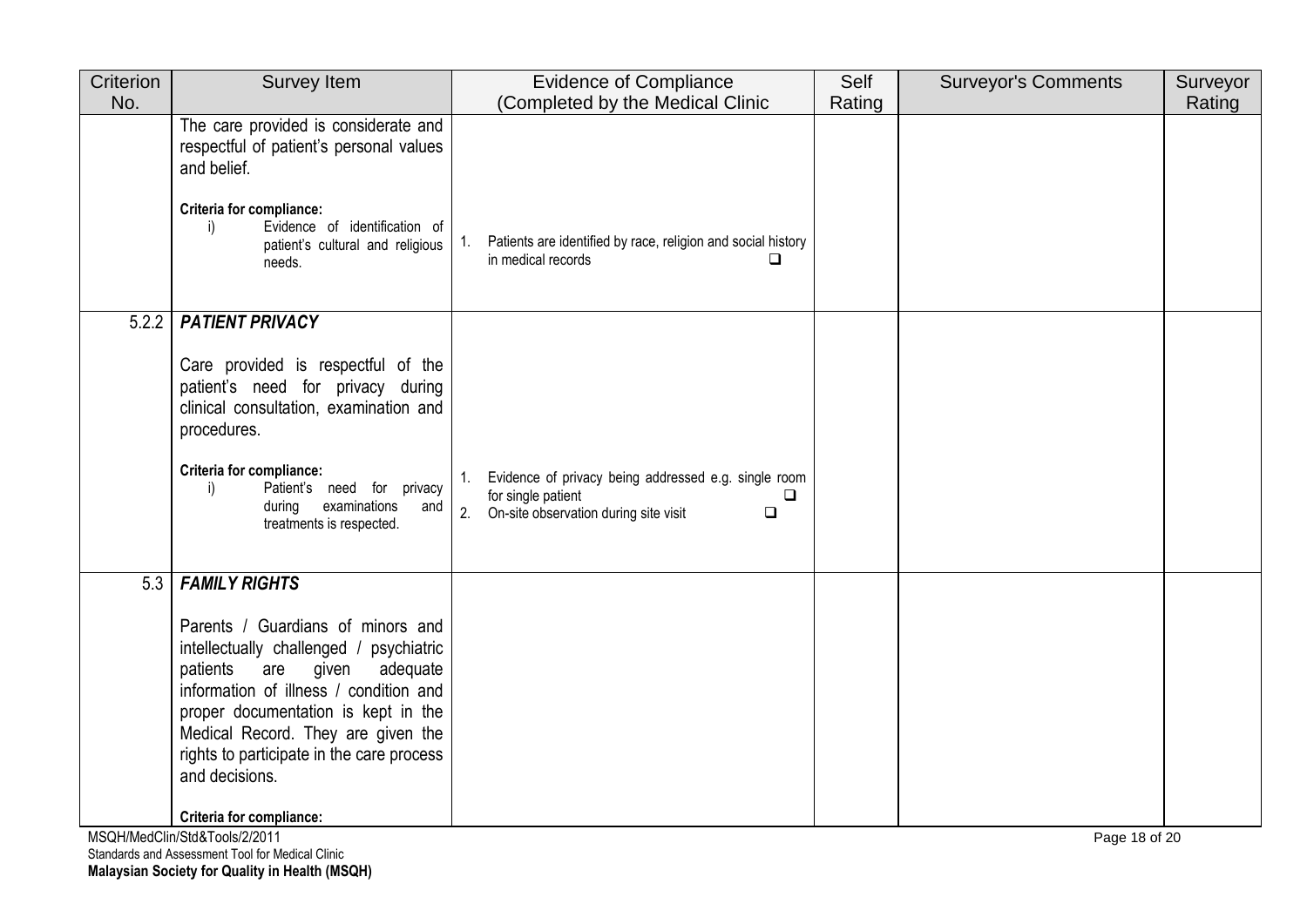| Criterion No. | Survey Item | Evidence of Compliance (Completed by the Medical Clinic) | Self Rating | Surveyor's Comments | Surveyor Rating |
|---|---|---|---|---|---|
| | The care provided is considerate and respectful of patient's personal values and belief.<br><br>**Criteria for compliance:**<br>i) Evidence of identification of patient's cultural and religious needs. | 1. Patients are identified by race, religion and social history in medical records ❑ | | | |
| 5.2.2 | ***PATIENT PRIVACY***<br><br>Care provided is respectful of the patient's need for privacy during clinical consultation, examination and procedures.<br><br>**Criteria for compliance:**<br>i) Patient's need for privacy during examinations and treatments is respected. | 1. Evidence of privacy being addressed e.g. single room for single patient ❑<br>2. On-site observation during site visit ❑ | | | |
| 5.3 | ***FAMILY RIGHTS***<br><br>Parents / Guardians of minors and intellectually challenged / psychiatric patients are given adequate information of illness / condition and proper documentation is kept in the Medical Record. They are given the rights to participate in the care process and decisions.<br><br>**Criteria for compliance:** | | | | |

MSQH/MedClin/Std&Tools/2/2011
Standards and Assessment Tool for Medical Clinic
**Malaysian Society for Quality in Health (MSQH)**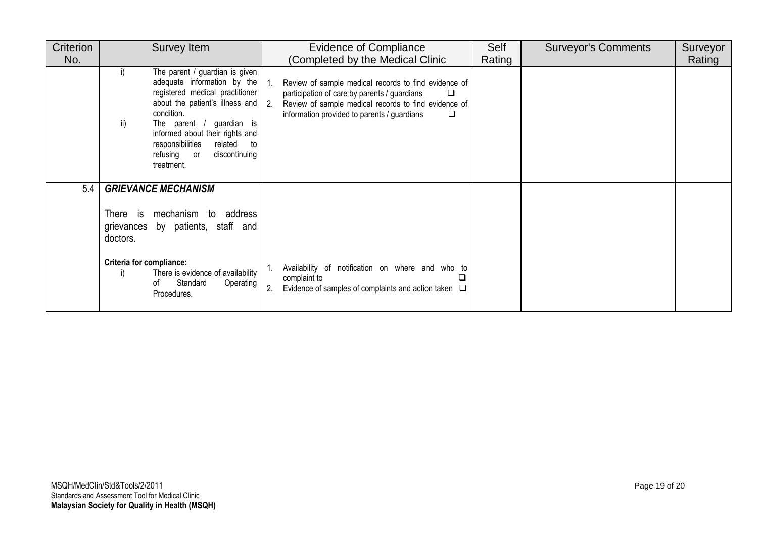| Criterion No. | Survey Item | Evidence of Compliance (Completed by the Medical Clinic) | Self Rating | Surveyor's Comments | Surveyor Rating |
|---|---|---|---|---|---|
| | i) The parent / guardian is given adequate information by the registered medical practitioner about the patient's illness and condition.<br>ii) The parent / guardian is informed about their rights and responsibilities related to refusing or discontinuing treatment. | 1. Review of sample medical records to find evidence of participation of care by parents / guardians ❑<br>2. Review of sample medical records to find evidence of information provided to parents / guardians ❑ | | | |
| 5.4 | ***GRIEVANCE MECHANISM***<br><br>There is mechanism to address grievances by patients, staff and doctors.<br><br>**Criteria for compliance:**<br>i) There is evidence of availability of Standard Operating Procedures. | 1. Availability of notification on where and who to complaint to ❑<br>2. Evidence of samples of complaints and action taken ❑ | | | |

MSQH/MedClin/Std&Tools/2/2011
Standards and Assessment Tool for Medical Clinic
**Malaysian Society for Quality in Health (MSQH)**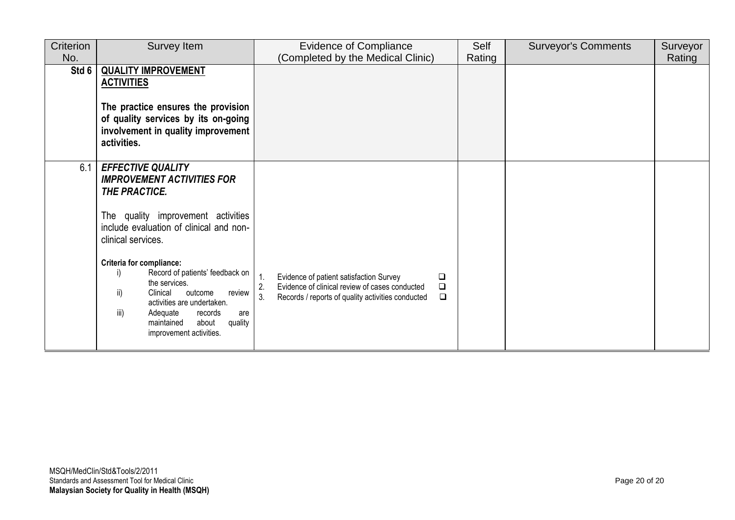| Criterion No. | Survey Item | Evidence of Compliance (Completed by the Medical Clinic) | Self Rating | Surveyor's Comments | Surveyor Rating |
|---|---|---|---|---|---|
| **Std 6** | **<u>QUALITY IMPROVEMENT ACTIVITIES</u>**<br><br>**The practice ensures the provision of quality services by its on-going involvement in quality improvement activities.** | | | | |
| 6.1 | ***EFFECTIVE QUALITY IMPROVEMENT ACTIVITIES FOR THE PRACTICE.***<br><br>The quality improvement activities include evaluation of clinical and non-clinical services.<br><br>**Criteria for compliance:**<br>i) Record of patients' feedback on the services.<br>ii) Clinical outcome review activities are undertaken.<br>iii) Adequate records are maintained about quality improvement activities. | 1. Evidence of patient satisfaction Survey ❑<br>2. Evidence of clinical review of cases conducted ❑<br>3. Records / reports of quality activities conducted ❑ | | | |

MSQH/MedClin/Std&Tools/2/2011
Standards and Assessment Tool for Medical Clinic
**Malaysian Society for Quality in Health (MSQH)**